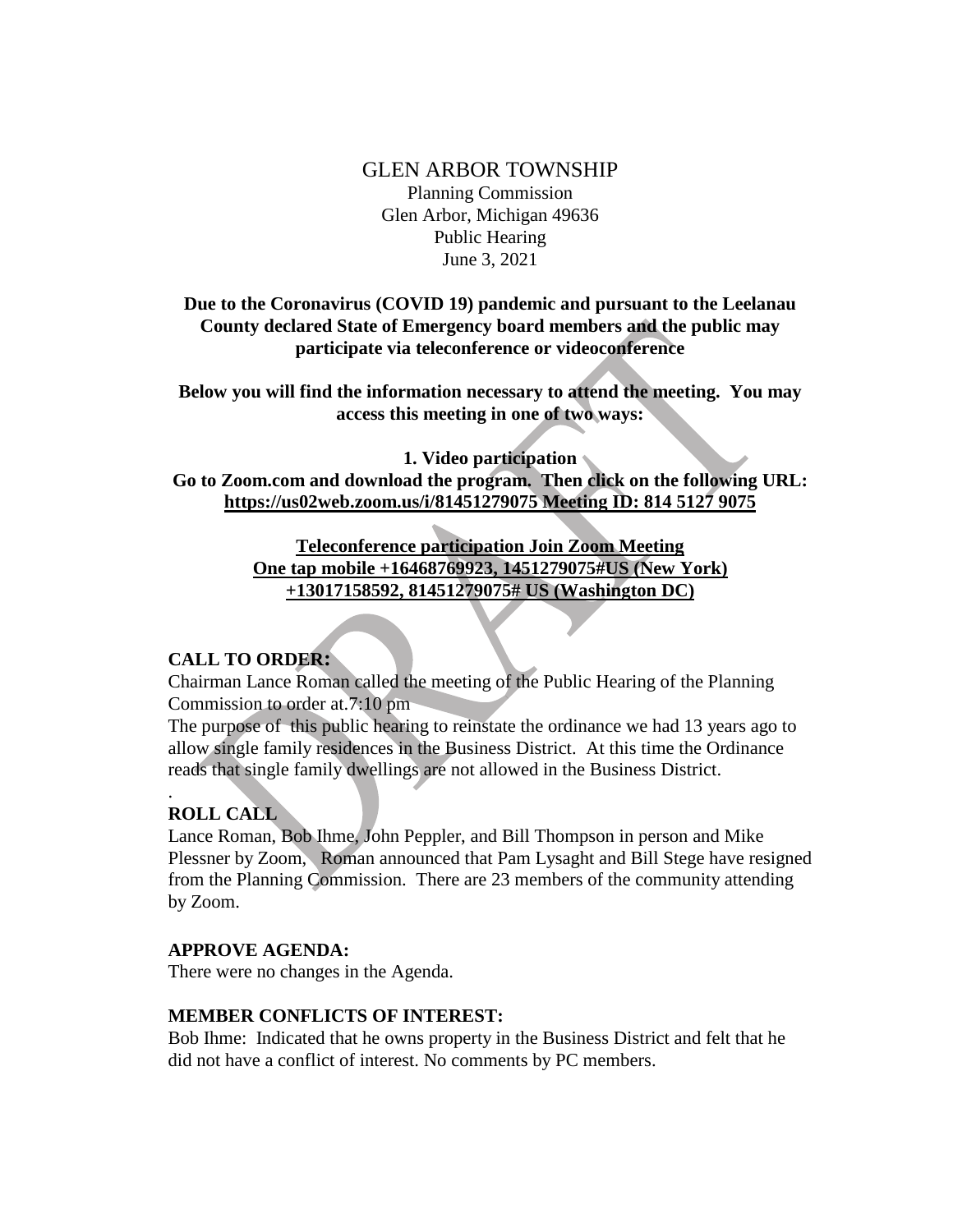GLEN ARBOR TOWNSHIP
Planning Commission
Glen Arbor, Michigan 49636
Public Hearing
June 3, 2021

**Due to the Coronavirus (COVID 19) pandemic and pursuant to the Leelanau County declared State of Emergency board members and the public may participate via teleconference or videoconference**

**Below you will find the information necessary to attend the meeting. You may access this meeting in one of two ways:**

**1. Video participation**
**Go to Zoom.com and download the program. Then click on the following URL: https://us02web.zoom.us/j/81451279075 Meeting ID: 814 5127 9075**

**Teleconference participation Join Zoom Meeting**
**One tap mobile +16468769923, 1451279075#US (New York)**
**+13017158592, 81451279075# US (Washington DC)**

## CALL TO ORDER:

Chairman Lance Roman called the meeting of the Public Hearing of the Planning Commission to order at.7:10 pm

The purpose of this public hearing to reinstate the ordinance we had 13 years ago to allow single family residences in the Business District. At this time the Ordinance reads that single family dwellings are not allowed in the Business District.

.

## ROLL CALL

Lance Roman, Bob Ihme, John Peppler, and Bill Thompson in person and Mike Plessner by Zoom, Roman announced that Pam Lysaght and Bill Stege have resigned from the Planning Commission. There are 23 members of the community attending by Zoom.

## APPROVE AGENDA:

There were no changes in the Agenda.

## MEMBER CONFLICTS OF INTEREST:

Bob Ihme: Indicated that he owns property in the Business District and felt that he did not have a conflict of interest. No comments by PC members.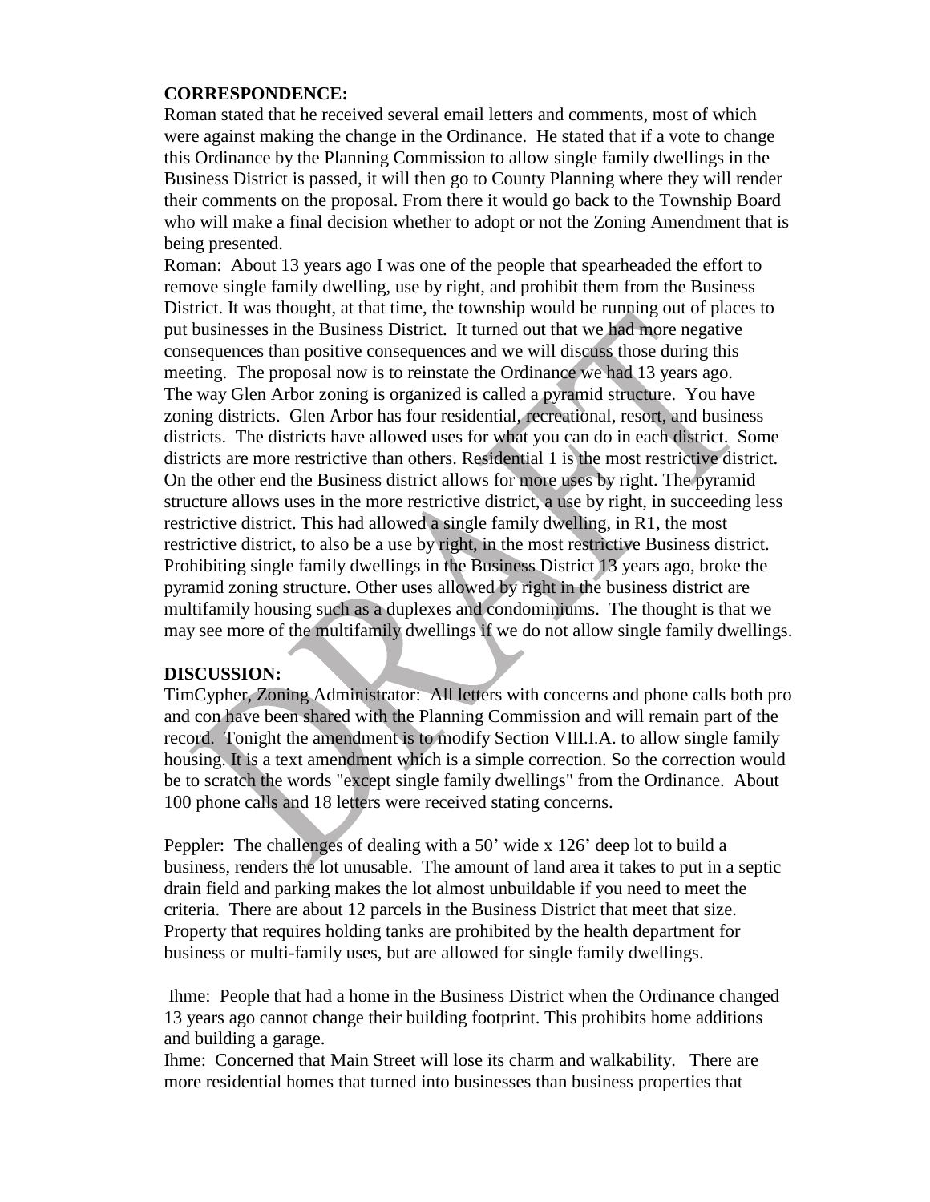**CORRESPONDENCE:**

Roman stated that he received several email letters and comments, most of which were against making the change in the Ordinance. He stated that if a vote to change this Ordinance by the Planning Commission to allow single family dwellings in the Business District is passed, it will then go to County Planning where they will render their comments on the proposal. From there it would go back to the Township Board who will make a final decision whether to adopt or not the Zoning Amendment that is being presented.

Roman: About 13 years ago I was one of the people that spearheaded the effort to remove single family dwelling, use by right, and prohibit them from the Business District. It was thought, at that time, the township would be running out of places to put businesses in the Business District. It turned out that we had more negative consequences than positive consequences and we will discuss those during this meeting. The proposal now is to reinstate the Ordinance we had 13 years ago.

The way Glen Arbor zoning is organized is called a pyramid structure. You have zoning districts. Glen Arbor has four residential, recreational, resort, and business districts. The districts have allowed uses for what you can do in each district. Some districts are more restrictive than others. Residential 1 is the most restrictive district. On the other end the Business district allows for more uses by right. The pyramid structure allows uses in the more restrictive district, a use by right, in succeeding less restrictive district. This had allowed a single family dwelling, in R1, the most restrictive district, to also be a use by right, in the most restrictive Business district. Prohibiting single family dwellings in the Business District 13 years ago, broke the pyramid zoning structure. Other uses allowed by right in the business district are multifamily housing such as a duplexes and condominiums. The thought is that we may see more of the multifamily dwellings if we do not allow single family dwellings.

**DISCUSSION:**

TimCypher, Zoning Administrator: All letters with concerns and phone calls both pro and con have been shared with the Planning Commission and will remain part of the record. Tonight the amendment is to modify Section VIII.I.A. to allow single family housing. It is a text amendment which is a simple correction. So the correction would be to scratch the words "except single family dwellings" from the Ordinance. About 100 phone calls and 18 letters were received stating concerns.

Peppler: The challenges of dealing with a 50' wide x 126' deep lot to build a business, renders the lot unusable. The amount of land area it takes to put in a septic drain field and parking makes the lot almost unbuildable if you need to meet the criteria. There are about 12 parcels in the Business District that meet that size. Property that requires holding tanks are prohibited by the health department for business or multi-family uses, but are allowed for single family dwellings.

Ihme: People that had a home in the Business District when the Ordinance changed 13 years ago cannot change their building footprint. This prohibits home additions and building a garage.

Ihme: Concerned that Main Street will lose its charm and walkability. There are more residential homes that turned into businesses than business properties that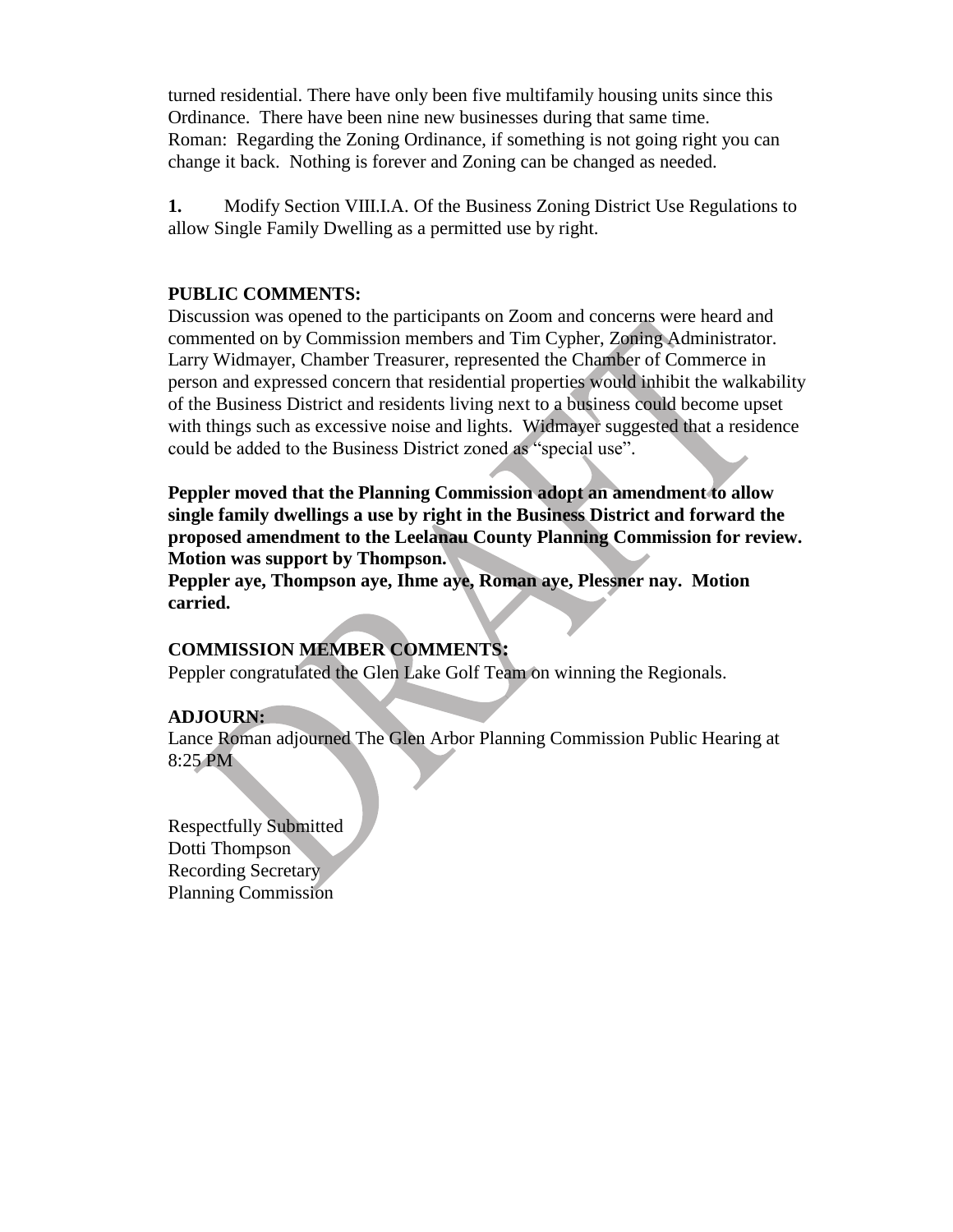turned residential. There have only been five multifamily housing units since this Ordinance. There have been nine new businesses during that same time.
Roman: Regarding the Zoning Ordinance, if something is not going right you can change it back. Nothing is forever and Zoning can be changed as needed.

**1.** Modify Section VIII.I.A. Of the Business Zoning District Use Regulations to allow Single Family Dwelling as a permitted use by right.

**PUBLIC COMMENTS:**
Discussion was opened to the participants on Zoom and concerns were heard and commented on by Commission members and Tim Cypher, Zoning Administrator. Larry Widmayer, Chamber Treasurer, represented the Chamber of Commerce in person and expressed concern that residential properties would inhibit the walkability of the Business District and residents living next to a business could become upset with things such as excessive noise and lights. Widmayer suggested that a residence could be added to the Business District zoned as "special use".

**Peppler moved that the Planning Commission adopt an amendment to allow single family dwellings a use by right in the Business District and forward the proposed amendment to the Leelanau County Planning Commission for review. Motion was support by Thompson.**
**Peppler aye, Thompson aye, Ihme aye, Roman aye, Plessner nay. Motion carried.**

**COMMISSION MEMBER COMMENTS:**
Peppler congratulated the Glen Lake Golf Team on winning the Regionals.

**ADJOURN:**
Lance Roman adjourned The Glen Arbor Planning Commission Public Hearing at 8:25 PM

Respectfully Submitted
Dotti Thompson
Recording Secretary
Planning Commission